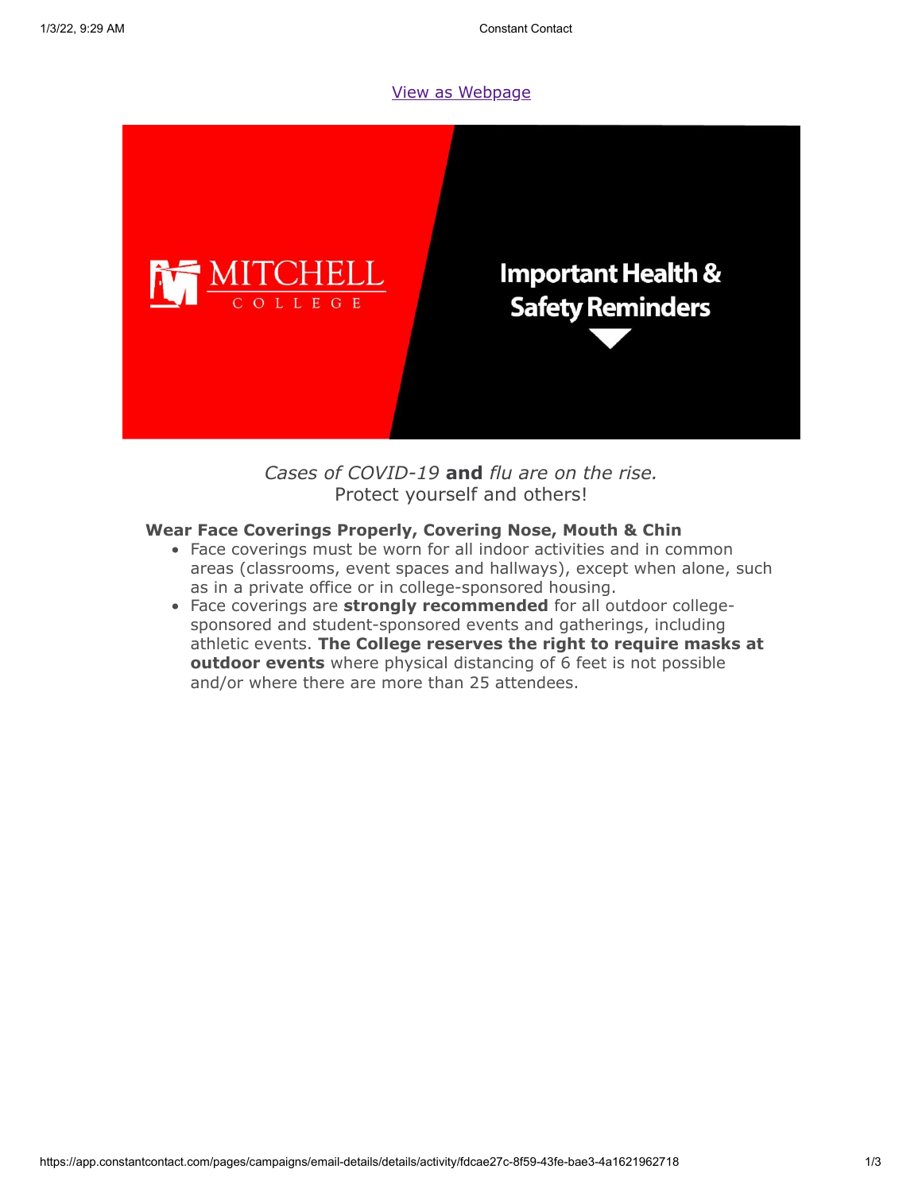[View as Webpage]

MITCHELL COLLEGE

# Important Health & Safety Reminders

*Cases of COVID-19* **and** *flu are on the rise.*
Protect yourself and others!

**Wear Face Coverings Properly, Covering Nose, Mouth & Chin**

- Face coverings must be worn for all indoor activities and in common areas (classrooms, event spaces and hallways), except when alone, such as in a private office or in college-sponsored housing.
- Face coverings are **strongly recommended** for all outdoor college-sponsored and student-sponsored events and gatherings, including athletic events. **The College reserves the right to require masks at outdoor events** where physical distancing of 6 feet is not possible and/or where there are more than 25 attendees.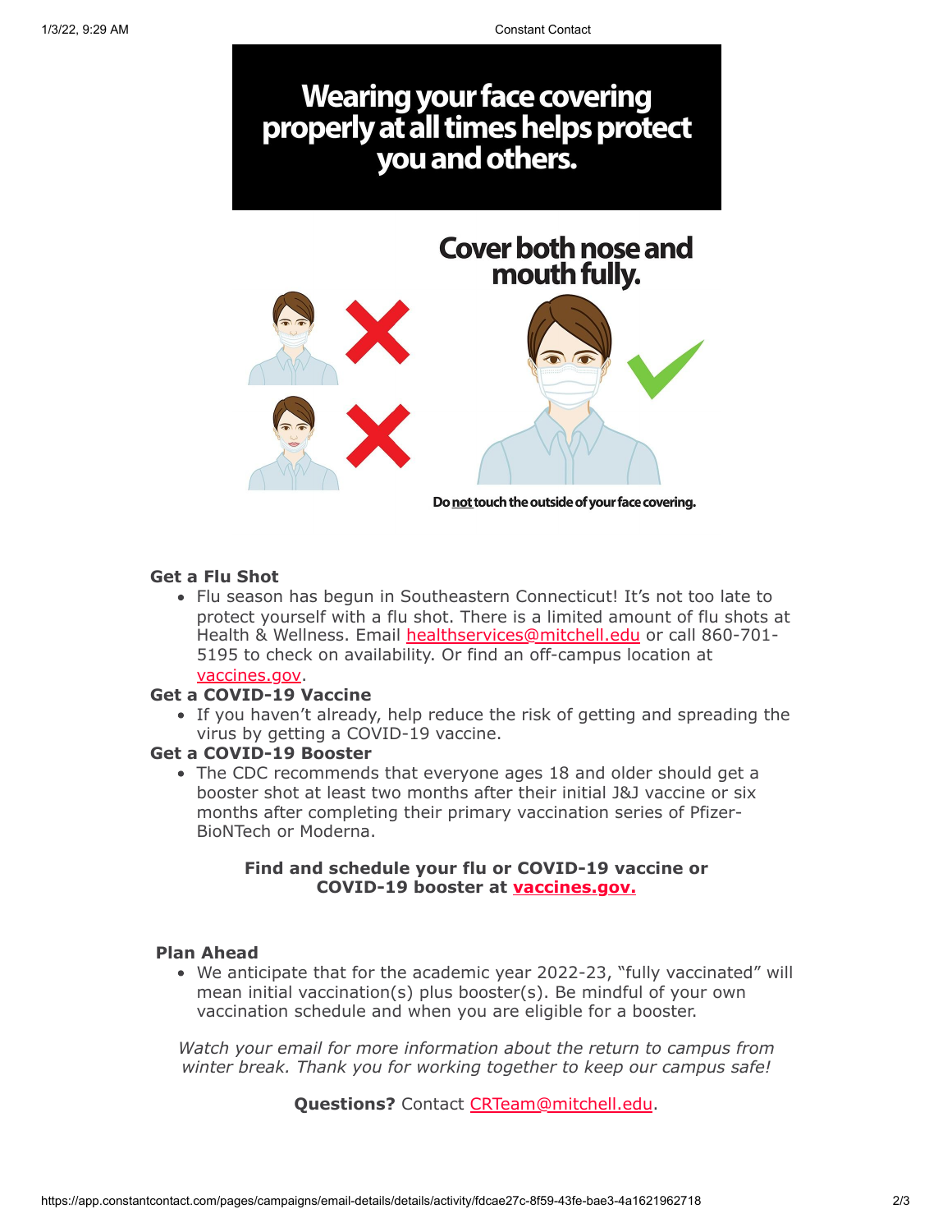# Wearing your face covering properly at all times helps protect you and others.

**Cover both nose and mouth fully.**

Do **not** touch the outside of your face covering.

**Get a Flu Shot**

- Flu season has begun in Southeastern Connecticut! It's not too late to protect yourself with a flu shot. There is a limited amount of flu shots at Health & Wellness. Email healthservices@mitchell.edu or call 860-701-5195 to check on availability. Or find an off-campus location at vaccines.gov.

**Get a COVID-19 Vaccine**

- If you haven't already, help reduce the risk of getting and spreading the virus by getting a COVID-19 vaccine.

**Get a COVID-19 Booster**

- The CDC recommends that everyone ages 18 and older should get a booster shot at least two months after their initial J&J vaccine or six months after completing their primary vaccination series of Pfizer-BioNTech or Moderna.

**Find and schedule your flu or COVID-19 vaccine or COVID-19 booster at vaccines.gov.**

**Plan Ahead**

- We anticipate that for the academic year 2022-23, "fully vaccinated" will mean initial vaccination(s) plus booster(s). Be mindful of your own vaccination schedule and when you are eligible for a booster.

*Watch your email for more information about the return to campus from winter break. Thank you for working together to keep our campus safe!*

**Questions?** Contact CRTeam@mitchell.edu.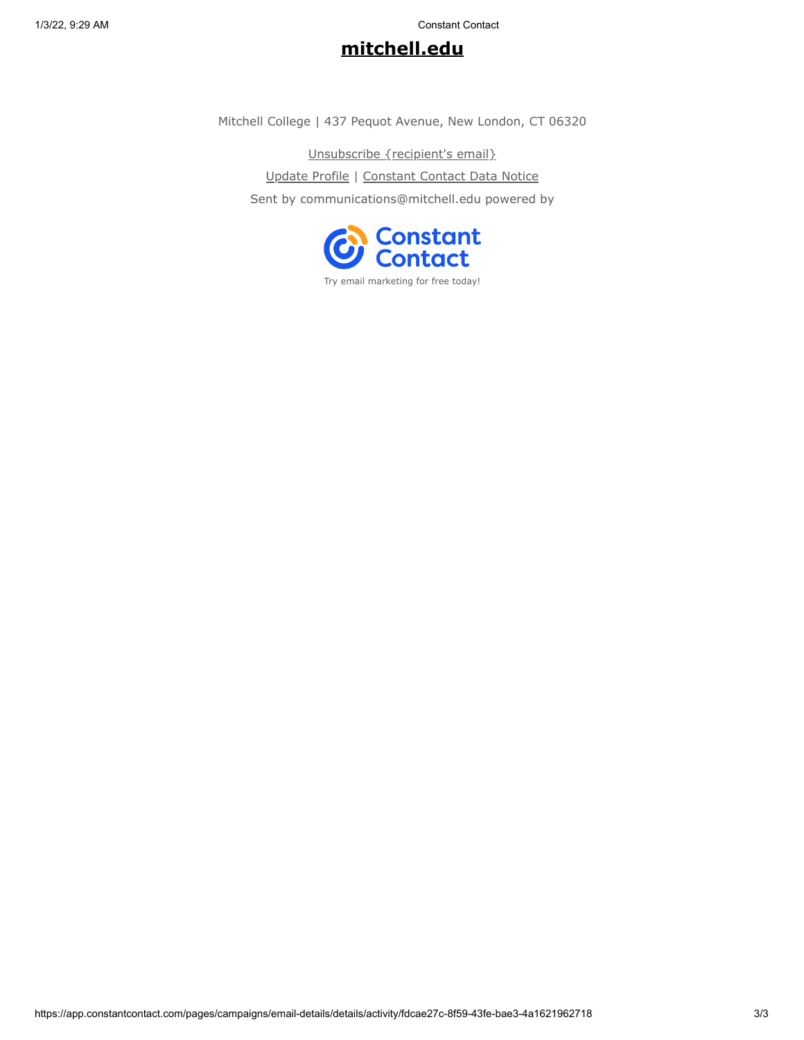**mitchell.edu**

Mitchell College | 437 Pequot Avenue, New London, CT 06320

Unsubscribe {recipient's email}

Update Profile | Constant Contact Data Notice

Sent by communications@mitchell.edu powered by

Constant Contact

Try email marketing for free today!